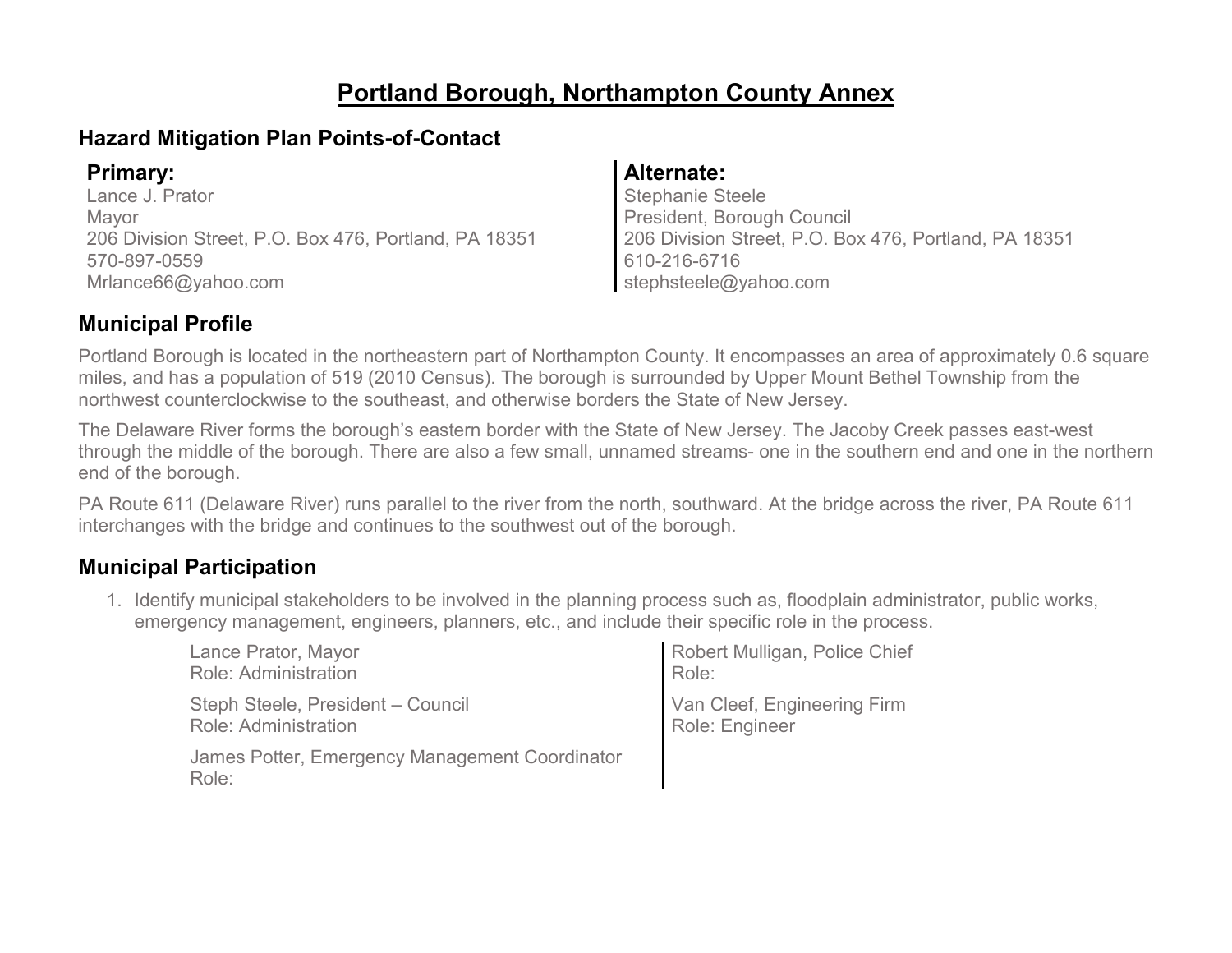# Portland Borough, Northampton County Annex

## Hazard Mitigation Plan Points-of-Contact

**Primary:**
Lance J. Prator
Mayor
206 Division Street, P.O. Box 476, Portland, PA 18351
570-897-0559
Mrlance66@yahoo.com

**Alternate:**
Stephanie Steele
President, Borough Council
206 Division Street, P.O. Box 476, Portland, PA 18351
610-216-6716
stephsteele@yahoo.com

## Municipal Profile

Portland Borough is located in the northeastern part of Northampton County. It encompasses an area of approximately 0.6 square miles, and has a population of 519 (2010 Census). The borough is surrounded by Upper Mount Bethel Township from the northwest counterclockwise to the southeast, and otherwise borders the State of New Jersey.

The Delaware River forms the borough's eastern border with the State of New Jersey. The Jacoby Creek passes east-west through the middle of the borough. There are also a few small, unnamed streams- one in the southern end and one in the northern end of the borough.

PA Route 611 (Delaware River) runs parallel to the river from the north, southward. At the bridge across the river, PA Route 611 interchanges with the bridge and continues to the southwest out of the borough.

## Municipal Participation

1. Identify municipal stakeholders to be involved in the planning process such as, floodplain administrator, public works, emergency management, engineers, planners, etc., and include their specific role in the process.

   Lance Prator, Mayor
   Role: Administration

   Steph Steele, President – Council
   Role: Administration

   James Potter, Emergency Management Coordinator
   Role:

   Robert Mulligan, Police Chief
   Role:

   Van Cleef, Engineering Firm
   Role: Engineer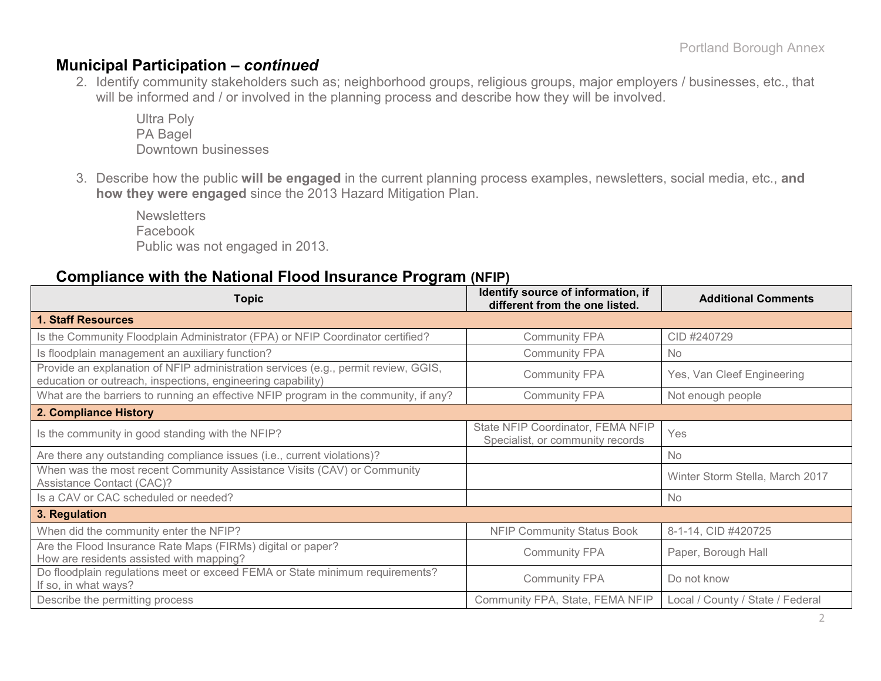## Municipal Participation – *continued*

2. Identify community stakeholders such as; neighborhood groups, religious groups, major employers / businesses, etc., that will be informed and / or involved in the planning process and describe how they will be involved.

   Ultra Poly
   PA Bagel
   Downtown businesses

3. Describe how the public **will be engaged** in the current planning process examples, newsletters, social media, etc., **and how they were engaged** since the 2013 Hazard Mitigation Plan.

   Newsletters
   Facebook
   Public was not engaged in 2013.

## Compliance with the National Flood Insurance Program (NFIP)

| Topic | Identify source of information, if different from the one listed. | Additional Comments |
|---|---|---|
| **1. Staff Resources** | | |
| Is the Community Floodplain Administrator (FPA) or NFIP Coordinator certified? | Community FPA | CID #240729 |
| Is floodplain management an auxiliary function? | Community FPA | No |
| Provide an explanation of NFIP administration services (e.g., permit review, GGIS, education or outreach, inspections, engineering capability) | Community FPA | Yes, Van Cleef Engineering |
| What are the barriers to running an effective NFIP program in the community, if any? | Community FPA | Not enough people |
| **2. Compliance History** | | |
| Is the community in good standing with the NFIP? | State NFIP Coordinator, FEMA NFIP Specialist, or community records | Yes |
| Are there any outstanding compliance issues (i.e., current violations)? | | No |
| When was the most recent Community Assistance Visits (CAV) or Community Assistance Contact (CAC)? | | Winter Storm Stella, March 2017 |
| Is a CAV or CAC scheduled or needed? | | No |
| **3. Regulation** | | |
| When did the community enter the NFIP? | NFIP Community Status Book | 8-1-14, CID #420725 |
| Are the Flood Insurance Rate Maps (FIRMs) digital or paper? How are residents assisted with mapping? | Community FPA | Paper, Borough Hall |
| Do floodplain regulations meet or exceed FEMA or State minimum requirements? If so, in what ways? | Community FPA | Do not know |
| Describe the permitting process | Community FPA, State, FEMA NFIP | Local / County / State / Federal |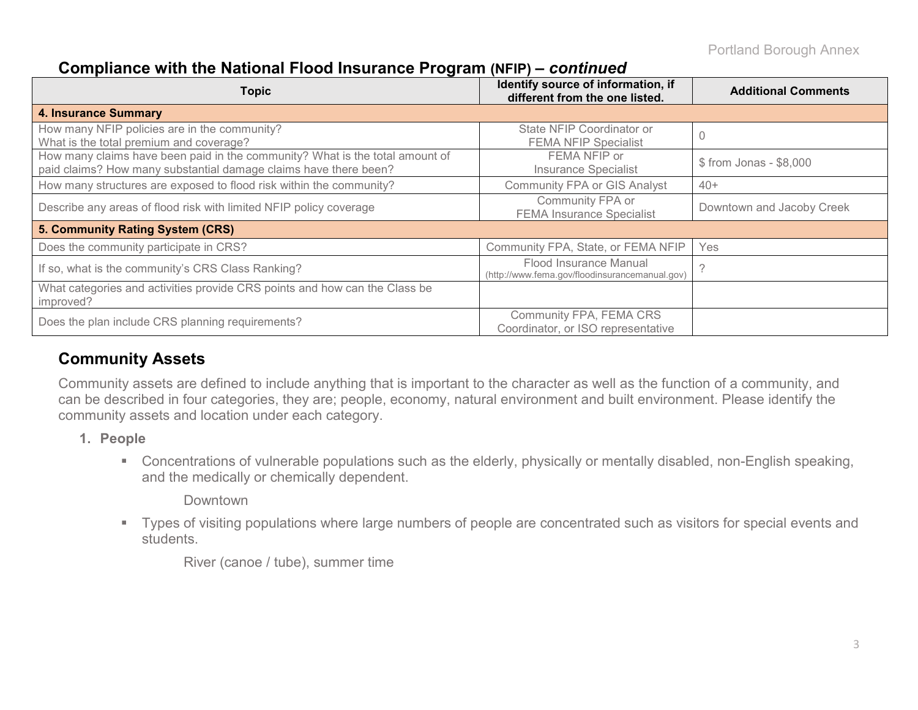## Compliance with the National Flood Insurance Program (NFIP) – *continued*

| Topic | Identify source of information, if different from the one listed. | Additional Comments |
|---|---|---|
| **4. Insurance Summary** | | |
| How many NFIP policies are in the community? What is the total premium and coverage? | State NFIP Coordinator or FEMA NFIP Specialist | 0 |
| How many claims have been paid in the community? What is the total amount of paid claims? How many substantial damage claims have there been? | FEMA NFIP or Insurance Specialist | $ from Jonas - $8,000 |
| How many structures are exposed to flood risk within the community? | Community FPA or GIS Analyst | 40+ |
| Describe any areas of flood risk with limited NFIP policy coverage | Community FPA or FEMA Insurance Specialist | Downtown and Jacoby Creek |
| **5. Community Rating System (CRS)** | | |
| Does the community participate in CRS? | Community FPA, State, or FEMA NFIP | Yes |
| If so, what is the community's CRS Class Ranking? | Flood Insurance Manual (http://www.fema.gov/floodinsurancemanual.gov) | ? |
| What categories and activities provide CRS points and how can the Class be improved? | | |
| Does the plan include CRS planning requirements? | Community FPA, FEMA CRS Coordinator, or ISO representative | |

## Community Assets

Community assets are defined to include anything that is important to the character as well as the function of a community, and can be described in four categories, they are; people, economy, natural environment and built environment. Please identify the community assets and location under each category.

1. **People**
   - Concentrations of vulnerable populations such as the elderly, physically or mentally disabled, non-English speaking, and the medically or chemically dependent.

     Downtown

   - Types of visiting populations where large numbers of people are concentrated such as visitors for special events and students.

     River (canoe / tube), summer time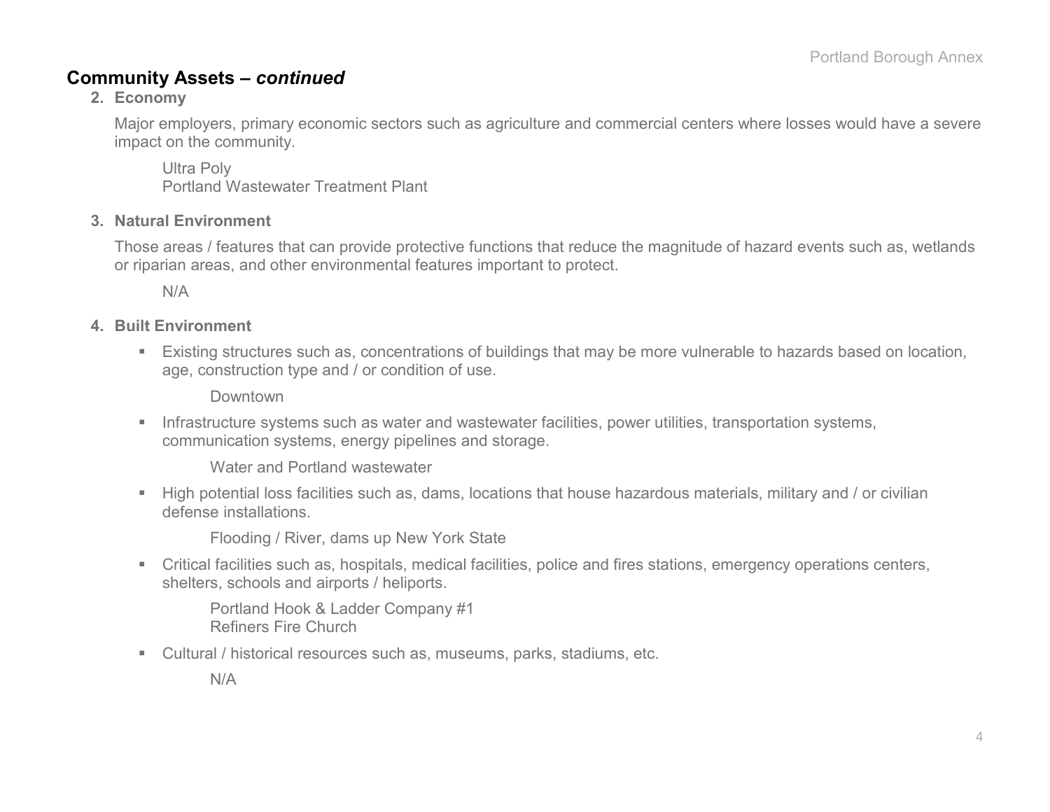## Community Assets – *continued*

2. **Economy**

   Major employers, primary economic sectors such as agriculture and commercial centers where losses would have a severe impact on the community.

   Ultra Poly
   Portland Wastewater Treatment Plant

3. **Natural Environment**

   Those areas / features that can provide protective functions that reduce the magnitude of hazard events such as, wetlands or riparian areas, and other environmental features important to protect.

   N/A

4. **Built Environment**

   - Existing structures such as, concentrations of buildings that may be more vulnerable to hazards based on location, age, construction type and / or condition of use.

     Downtown

   - Infrastructure systems such as water and wastewater facilities, power utilities, transportation systems, communication systems, energy pipelines and storage.

     Water and Portland wastewater

   - High potential loss facilities such as, dams, locations that house hazardous materials, military and / or civilian defense installations.

     Flooding / River, dams up New York State

   - Critical facilities such as, hospitals, medical facilities, police and fires stations, emergency operations centers, shelters, schools and airports / heliports.

     Portland Hook & Ladder Company #1
     Refiners Fire Church

   - Cultural / historical resources such as, museums, parks, stadiums, etc.

     N/A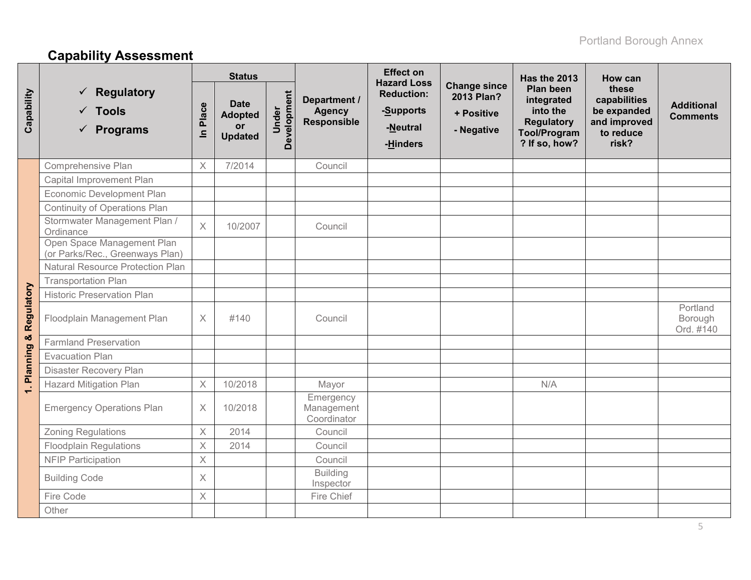## Capability Assessment

| Capability | ✓ Regulatory ✓ Tools ✓ Programs | Status | | | Department / Agency Responsible | Effect on Hazard Loss Reduction: -Supports -Neutral -Hinders | Change since 2013 Plan? + Positive - Negative | Has the 2013 Plan been integrated into the Regulatory Tool/Program? If so, how? | How can these capabilities be expanded and improved to reduce risk? | Additional Comments |
|---|---|---|---|---|---|---|---|---|---|---|
| | | In Place | Date Adopted or Updated | Under Development | | | | | | |
| 1. Planning & Regulatory | Comprehensive Plan | X | 7/2014 | | Council | | | | | |
| | Capital Improvement Plan | | | | | | | | | |
| | Economic Development Plan | | | | | | | | | |
| | Continuity of Operations Plan | | | | | | | | | |
| | Stormwater Management Plan / Ordinance | X | 10/2007 | | Council | | | | | |
| | Open Space Management Plan (or Parks/Rec., Greenways Plan) | | | | | | | | | |
| | Natural Resource Protection Plan | | | | | | | | | |
| | Transportation Plan | | | | | | | | | |
| | Historic Preservation Plan | | | | | | | | | |
| | Floodplain Management Plan | X | #140 | | Council | | | | | Portland Borough Ord. #140 |
| | Farmland Preservation | | | | | | | | | |
| | Evacuation Plan | | | | | | | | | |
| | Disaster Recovery Plan | | | | | | | | | |
| | Hazard Mitigation Plan | X | 10/2018 | | Mayor | | | N/A | | |
| | Emergency Operations Plan | X | 10/2018 | | Emergency Management Coordinator | | | | | |
| | Zoning Regulations | X | 2014 | | Council | | | | | |
| | Floodplain Regulations | X | 2014 | | Council | | | | | |
| | NFIP Participation | X | | | Council | | | | | |
| | Building Code | X | | | Building Inspector | | | | | |
| | Fire Code | X | | | Fire Chief | | | | | |
| | Other | | | | | | | | | |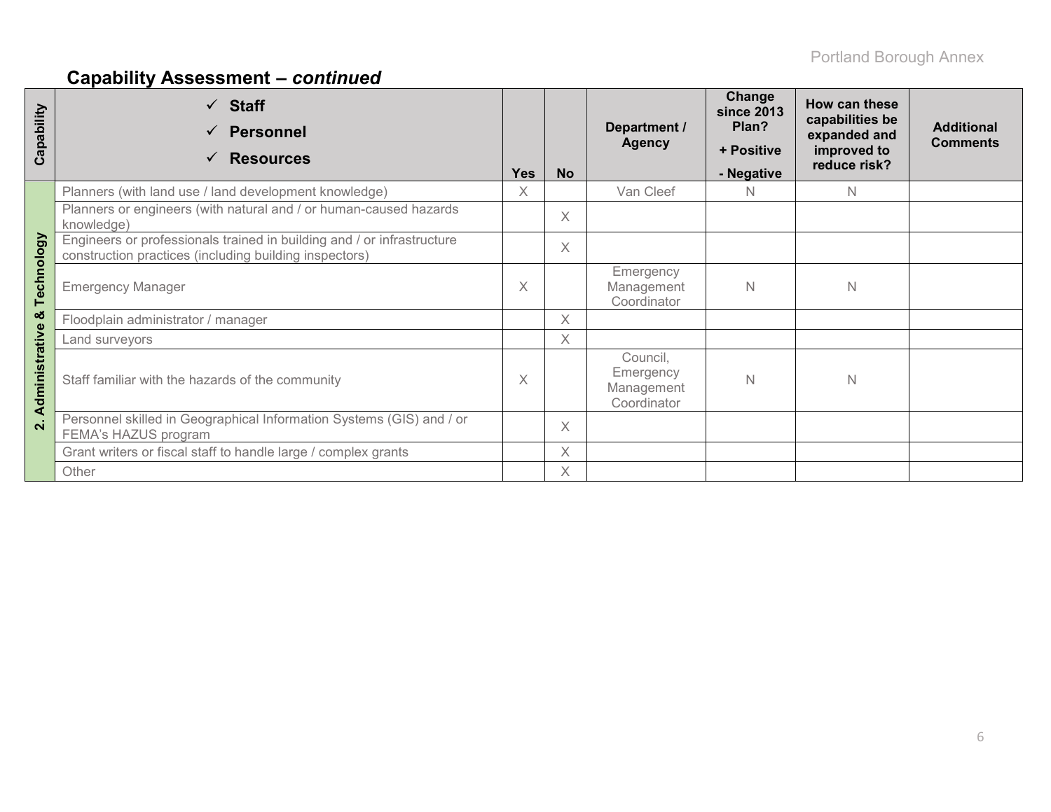## Capability Assessment – *continued*

| Capability | ✓ Staff ✓ Personnel ✓ Resources | Yes | No | Department / Agency | Change since 2013 Plan? + Positive - Negative | How can these capabilities be expanded and improved to reduce risk? | Additional Comments |
|---|---|---|---|---|---|---|---|
| 2. Administrative & Technology | Planners (with land use / land development knowledge) | X | | Van Cleef | N | N | |
| | Planners or engineers (with natural and / or human-caused hazards knowledge) | | X | | | | |
| | Engineers or professionals trained in building and / or infrastructure construction practices (including building inspectors) | | X | | | | |
| | Emergency Manager | X | | Emergency Management Coordinator | N | N | |
| | Floodplain administrator / manager | | X | | | | |
| | Land surveyors | | X | | | | |
| | Staff familiar with the hazards of the community | X | | Council, Emergency Management Coordinator | N | N | |
| | Personnel skilled in Geographical Information Systems (GIS) and / or FEMA's HAZUS program | | X | | | | |
| | Grant writers or fiscal staff to handle large / complex grants | | X | | | | |
| | Other | | X | | | | |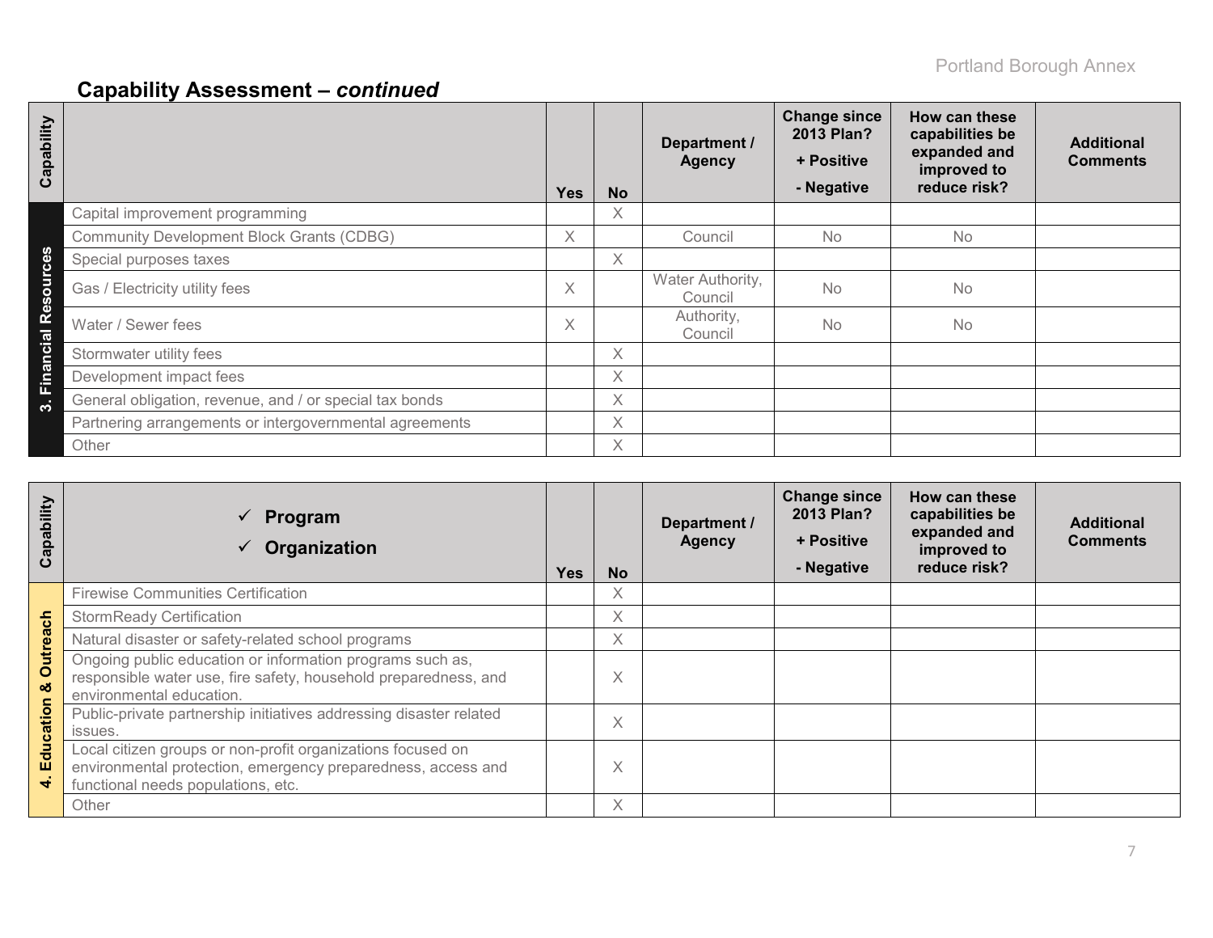## Capability Assessment – *continued*

| Capability | | Yes | No | Department / Agency | Change since 2013 Plan? + Positive - Negative | How can these capabilities be expanded and improved to reduce risk? | Additional Comments |
|---|---|---|---|---|---|---|---|
| 3. Financial Resources | Capital improvement programming | | X | | | | |
| | Community Development Block Grants (CDBG) | X | | Council | No | No | |
| | Special purposes taxes | | X | | | | |
| | Gas / Electricity utility fees | X | | Water Authority, Council | No | No | |
| | Water / Sewer fees | X | | Authority, Council | No | No | |
| | Stormwater utility fees | | X | | | | |
| | Development impact fees | | X | | | | |
| | General obligation, revenue, and / or special tax bonds | | X | | | | |
| | Partnering arrangements or intergovernmental agreements | | X | | | | |
| | Other | | X | | | | |

| Capability | ✓ Program ✓ Organization | Yes | No | Department / Agency | Change since 2013 Plan? + Positive - Negative | How can these capabilities be expanded and improved to reduce risk? | Additional Comments |
|---|---|---|---|---|---|---|---|
| 4. Education & Outreach | Firewise Communities Certification | | X | | | | |
| | StormReady Certification | | X | | | | |
| | Natural disaster or safety-related school programs | | X | | | | |
| | Ongoing public education or information programs such as, responsible water use, fire safety, household preparedness, and environmental education. | | X | | | | |
| | Public-private partnership initiatives addressing disaster related issues. | | X | | | | |
| | Local citizen groups or non-profit organizations focused on environmental protection, emergency preparedness, access and functional needs populations, etc. | | X | | | | |
| | Other | | X | | | | |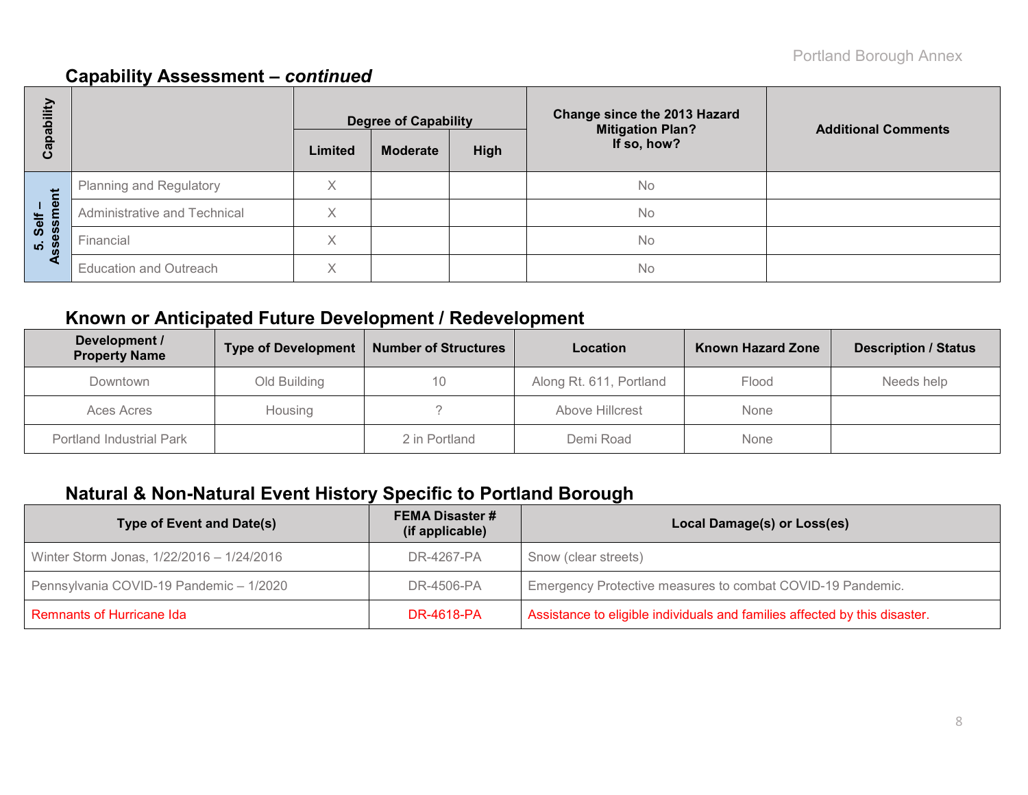## Capability Assessment – *continued*

| Capability | | Degree of Capability | | | Change since the 2013 Hazard Mitigation Plan? If so, how? | Additional Comments |
|---|---|---|---|---|---|---|
| | | Limited | Moderate | High | | |
| 5. Self – Assessment | Planning and Regulatory | X | | | No | |
| | Administrative and Technical | X | | | No | |
| | Financial | X | | | No | |
| | Education and Outreach | X | | | No | |

## Known or Anticipated Future Development / Redevelopment

| Development / Property Name | Type of Development | Number of Structures | Location | Known Hazard Zone | Description / Status |
|---|---|---|---|---|---|
| Downtown | Old Building | 10 | Along Rt. 611, Portland | Flood | Needs help |
| Aces Acres | Housing | ? | Above Hillcrest | None | |
| Portland Industrial Park | | 2 in Portland | Demi Road | None | |

## Natural & Non-Natural Event History Specific to Portland Borough

| Type of Event and Date(s) | FEMA Disaster # (if applicable) | Local Damage(s) or Loss(es) |
|---|---|---|
| Winter Storm Jonas, 1/22/2016 – 1/24/2016 | DR-4267-PA | Snow (clear streets) |
| Pennsylvania COVID-19 Pandemic – 1/2020 | DR-4506-PA | Emergency Protective measures to combat COVID-19 Pandemic. |
| Remnants of Hurricane Ida | DR-4618-PA | Assistance to eligible individuals and families affected by this disaster. |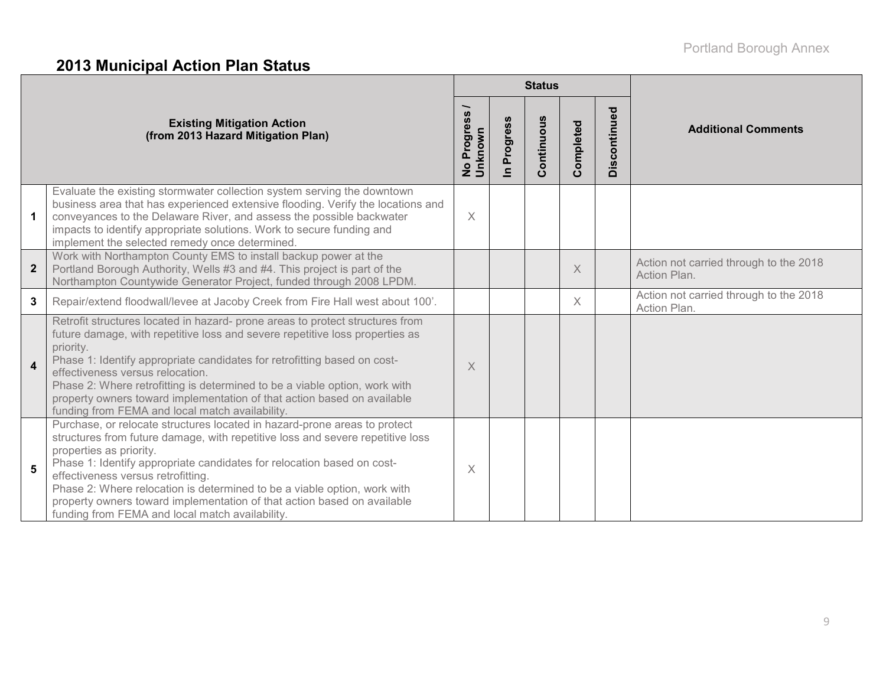## 2013 Municipal Action Plan Status

| | Existing Mitigation Action (from 2013 Hazard Mitigation Plan) | Status | | | | | Additional Comments |
|---|---|---|---|---|---|---|---|
| | | No Progress / Unknown | In Progress | Continuous | Completed | Discontinued | |
| 1 | Evaluate the existing stormwater collection system serving the downtown business area that has experienced extensive flooding. Verify the locations and conveyances to the Delaware River, and assess the possible backwater impacts to identify appropriate solutions. Work to secure funding and implement the selected remedy once determined. | X | | | | | |
| 2 | Work with Northampton County EMS to install backup power at the Portland Borough Authority, Wells #3 and #4. This project is part of the Northampton Countywide Generator Project, funded through 2008 LPDM. | | | | X | | Action not carried through to the 2018 Action Plan. |
| 3 | Repair/extend floodwall/levee at Jacoby Creek from Fire Hall west about 100'. | | | | X | | Action not carried through to the 2018 Action Plan. |
| 4 | Retrofit structures located in hazard- prone areas to protect structures from future damage, with repetitive loss and severe repetitive loss properties as priority.<br>Phase 1: Identify appropriate candidates for retrofitting based on cost-effectiveness versus relocation.<br>Phase 2: Where retrofitting is determined to be a viable option, work with property owners toward implementation of that action based on available funding from FEMA and local match availability. | X | | | | | |
| 5 | Purchase, or relocate structures located in hazard-prone areas to protect structures from future damage, with repetitive loss and severe repetitive loss properties as priority.<br>Phase 1: Identify appropriate candidates for relocation based on cost-effectiveness versus retrofitting.<br>Phase 2: Where relocation is determined to be a viable option, work with property owners toward implementation of that action based on available funding from FEMA and local match availability. | X | | | | | |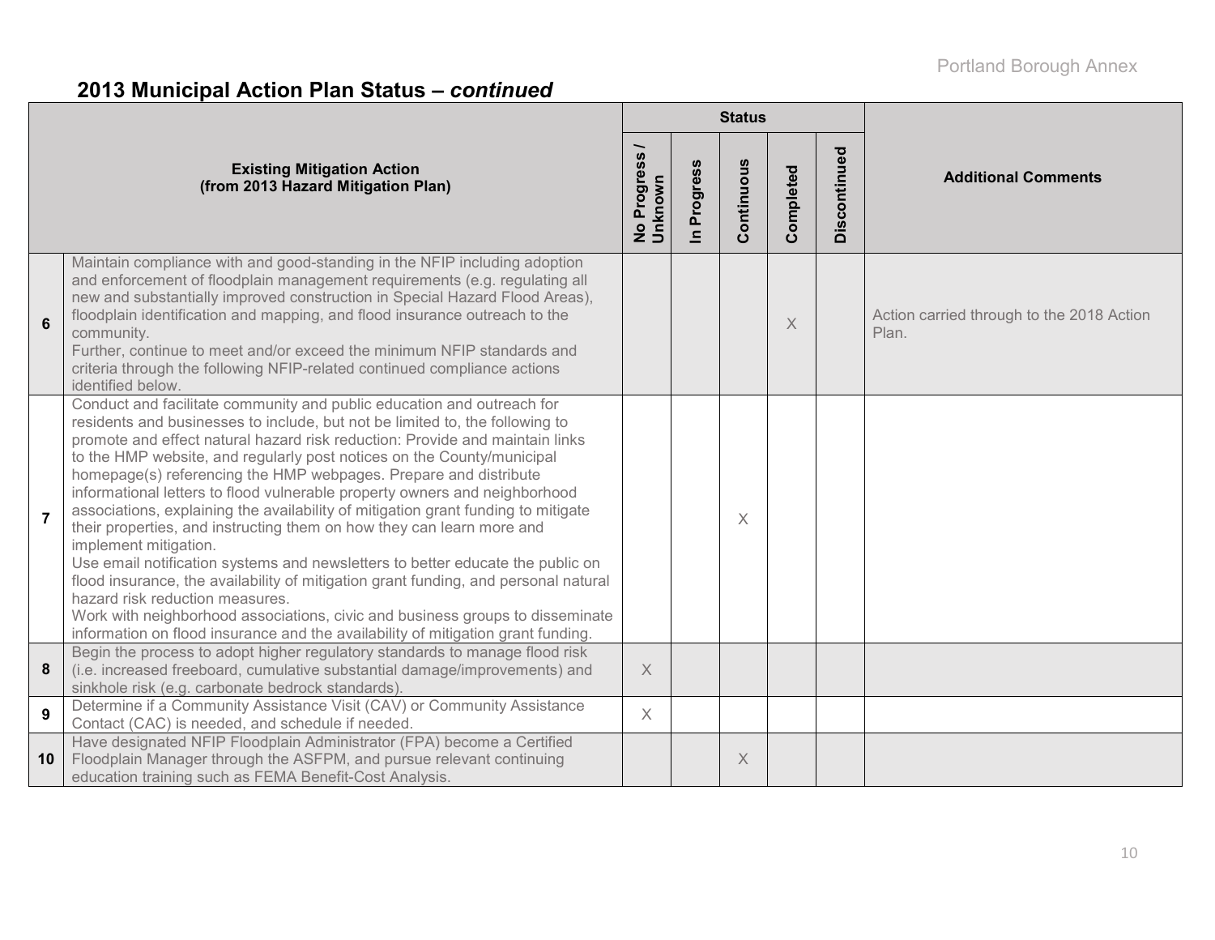## 2013 Municipal Action Plan Status – *continued*

| | Existing Mitigation Action (from 2013 Hazard Mitigation Plan) | Status | | | | | Additional Comments |
|---|---|---|---|---|---|---|---|
| | | No Progress / Unknown | In Progress | Continuous | Completed | Discontinued | |
| 6 | Maintain compliance with and good-standing in the NFIP including adoption and enforcement of floodplain management requirements (e.g. regulating all new and substantially improved construction in Special Hazard Flood Areas), floodplain identification and mapping, and flood insurance outreach to the community. Further, continue to meet and/or exceed the minimum NFIP standards and criteria through the following NFIP-related continued compliance actions identified below. | | | | X | | Action carried through to the 2018 Action Plan. |
| 7 | Conduct and facilitate community and public education and outreach for residents and businesses to include, but not be limited to, the following to promote and effect natural hazard risk reduction: Provide and maintain links to the HMP website, and regularly post notices on the County/municipal homepage(s) referencing the HMP webpages. Prepare and distribute informational letters to flood vulnerable property owners and neighborhood associations, explaining the availability of mitigation grant funding to mitigate their properties, and instructing them on how they can learn more and implement mitigation. Use email notification systems and newsletters to better educate the public on flood insurance, the availability of mitigation grant funding, and personal natural hazard risk reduction measures. Work with neighborhood associations, civic and business groups to disseminate information on flood insurance and the availability of mitigation grant funding. | | | X | | | |
| 8 | Begin the process to adopt higher regulatory standards to manage flood risk (i.e. increased freeboard, cumulative substantial damage/improvements) and sinkhole risk (e.g. carbonate bedrock standards). | X | | | | | |
| 9 | Determine if a Community Assistance Visit (CAV) or Community Assistance Contact (CAC) is needed, and schedule if needed. | X | | | | | |
| 10 | Have designated NFIP Floodplain Administrator (FPA) become a Certified Floodplain Manager through the ASFPM, and pursue relevant continuing education training such as FEMA Benefit-Cost Analysis. | | | X | | | |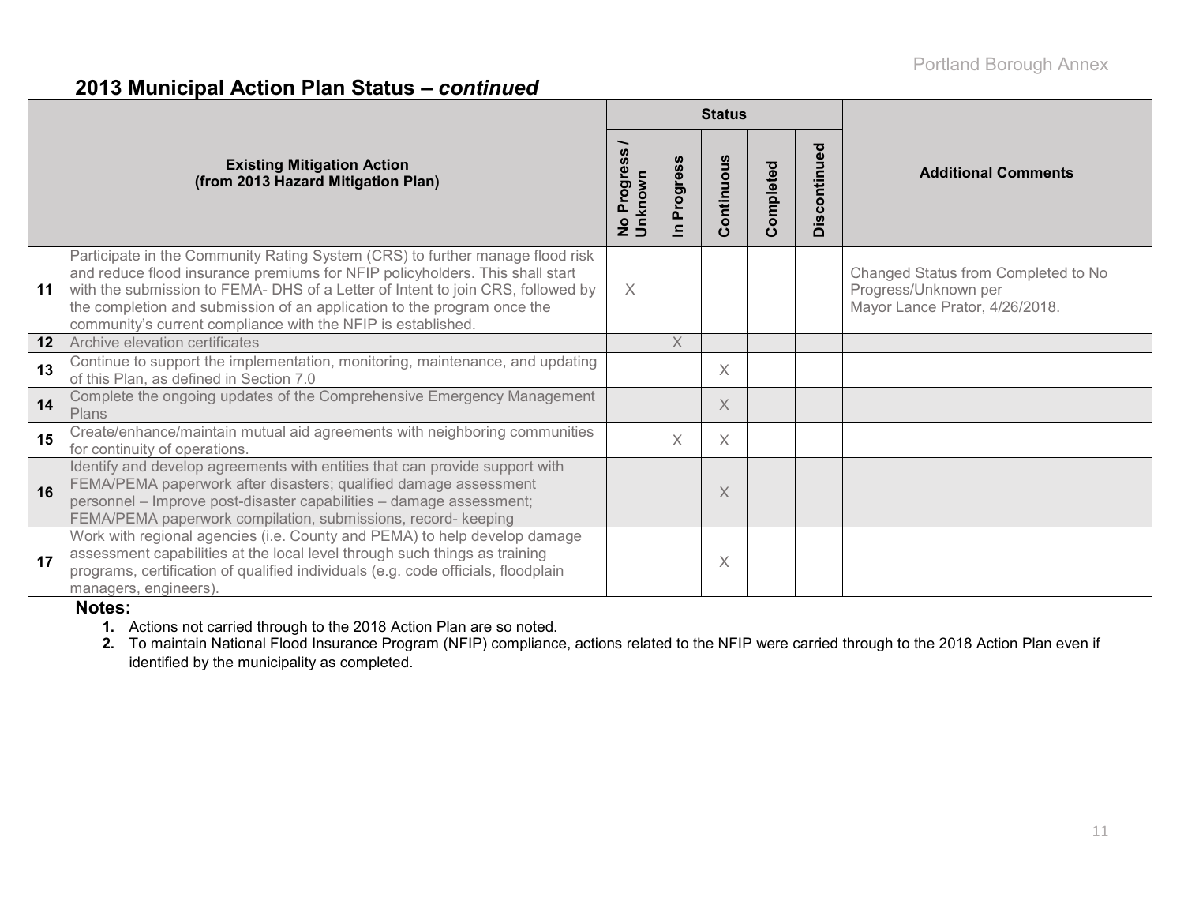## 2013 Municipal Action Plan Status – *continued*

| | Existing Mitigation Action (from 2013 Hazard Mitigation Plan) | Status | | | | | Additional Comments |
|---|---|---|---|---|---|---|---|
| | | No Progress / Unknown | In Progress | Continuous | Completed | Discontinued | |
| 11 | Participate in the Community Rating System (CRS) to further manage flood risk and reduce flood insurance premiums for NFIP policyholders. This shall start with the submission to FEMA- DHS of a Letter of Intent to join CRS, followed by the completion and submission of an application to the program once the community's current compliance with the NFIP is established. | X | | | | | Changed Status from Completed to No Progress/Unknown per Mayor Lance Prator, 4/26/2018. |
| 12 | Archive elevation certificates | | X | | | | |
| 13 | Continue to support the implementation, monitoring, maintenance, and updating of this Plan, as defined in Section 7.0 | | | X | | | |
| 14 | Complete the ongoing updates of the Comprehensive Emergency Management Plans | | | X | | | |
| 15 | Create/enhance/maintain mutual aid agreements with neighboring communities for continuity of operations. | | X | X | | | |
| 16 | Identify and develop agreements with entities that can provide support with FEMA/PEMA paperwork after disasters; qualified damage assessment personnel – Improve post-disaster capabilities – damage assessment; FEMA/PEMA paperwork compilation, submissions, record- keeping | | | X | | | |
| 17 | Work with regional agencies (i.e. County and PEMA) to help develop damage assessment capabilities at the local level through such things as training programs, certification of qualified individuals (e.g. code officials, floodplain managers, engineers). | | | X | | | |

**Notes:**

1. Actions not carried through to the 2018 Action Plan are so noted.
2. To maintain National Flood Insurance Program (NFIP) compliance, actions related to the NFIP were carried through to the 2018 Action Plan even if identified by the municipality as completed.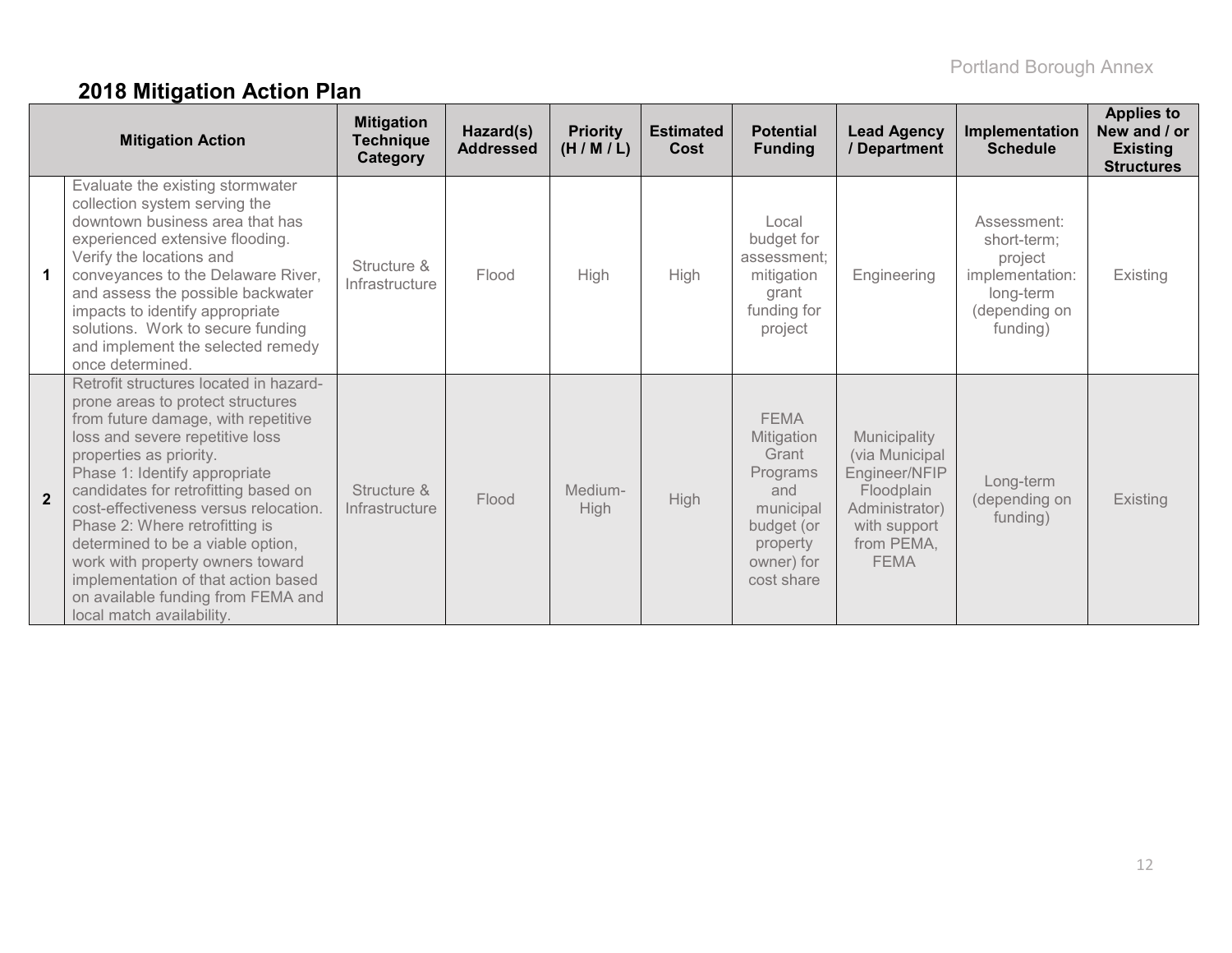## 2018 Mitigation Action Plan

| | Mitigation Action | Mitigation Technique Category | Hazard(s) Addressed | Priority (H / M / L) | Estimated Cost | Potential Funding | Lead Agency / Department | Implementation Schedule | Applies to New and / or Existing Structures |
|---|---|---|---|---|---|---|---|---|---|
| **1** | Evaluate the existing stormwater collection system serving the downtown business area that has experienced extensive flooding. Verify the locations and conveyances to the Delaware River, and assess the possible backwater impacts to identify appropriate solutions. Work to secure funding and implement the selected remedy once determined. | Structure & Infrastructure | Flood | High | High | Local budget for assessment; mitigation grant funding for project | Engineering | Assessment: short-term; project implementation: long-term (depending on funding) | Existing |
| **2** | Retrofit structures located in hazard-prone areas to protect structures from future damage, with repetitive loss and severe repetitive loss properties as priority. Phase 1: Identify appropriate candidates for retrofitting based on cost-effectiveness versus relocation. Phase 2: Where retrofitting is determined to be a viable option, work with property owners toward implementation of that action based on available funding from FEMA and local match availability. | Structure & Infrastructure | Flood | Medium-High | High | FEMA Mitigation Grant Programs and municipal budget (or property owner) for cost share | Municipality (via Municipal Engineer/NFIP Floodplain Administrator) with support from PEMA, FEMA | Long-term (depending on funding) | Existing |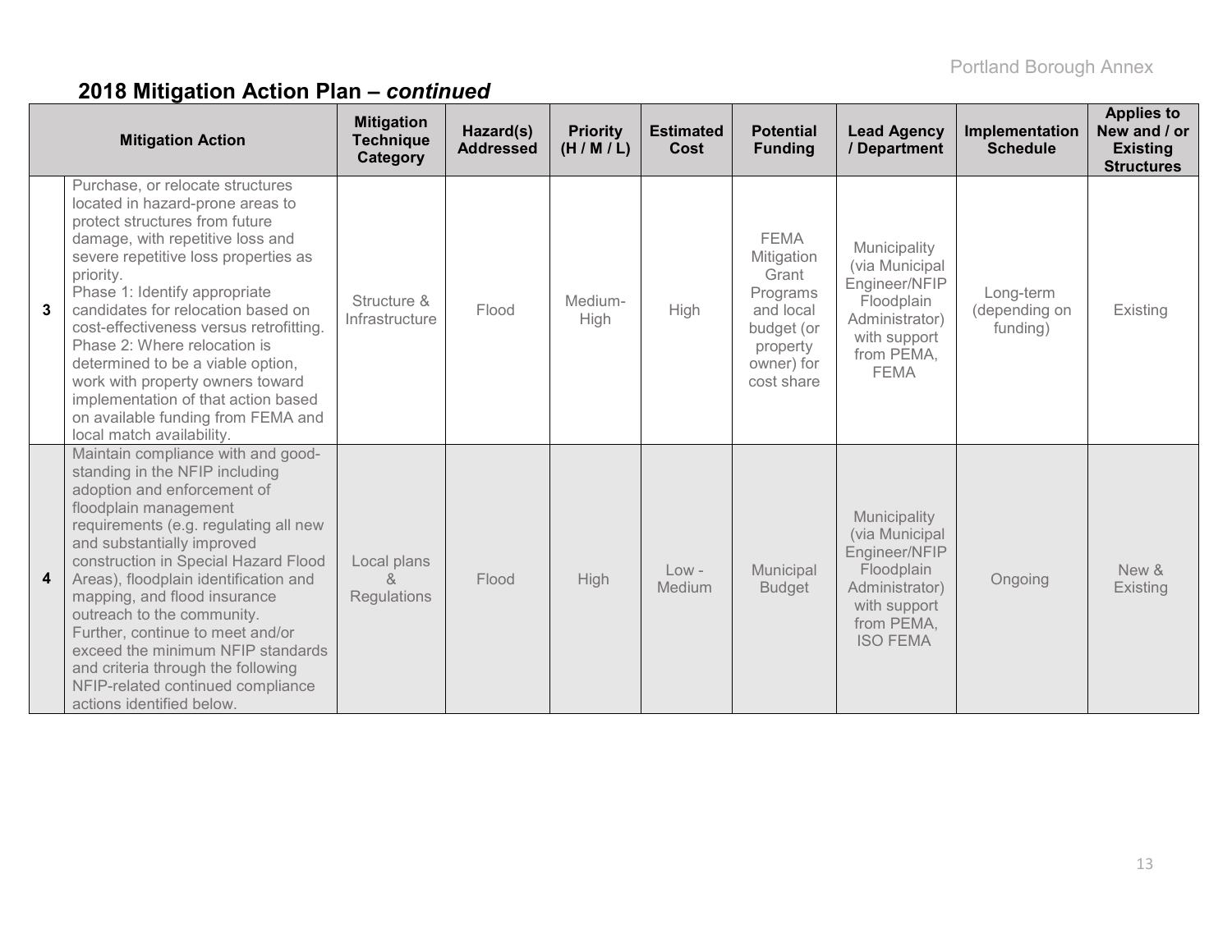## 2018 Mitigation Action Plan – *continued*

| | Mitigation Action | Mitigation Technique Category | Hazard(s) Addressed | Priority (H / M / L) | Estimated Cost | Potential Funding | Lead Agency / Department | Implementation Schedule | Applies to New and / or Existing Structures |
|---|---|---|---|---|---|---|---|---|---|
| 3 | Purchase, or relocate structures located in hazard-prone areas to protect structures from future damage, with repetitive loss and severe repetitive loss properties as priority. Phase 1: Identify appropriate candidates for relocation based on cost-effectiveness versus retrofitting. Phase 2: Where relocation is determined to be a viable option, work with property owners toward implementation of that action based on available funding from FEMA and local match availability. | Structure & Infrastructure | Flood | Medium-High | High | FEMA Mitigation Grant Programs and local budget (or property owner) for cost share | Municipality (via Municipal Engineer/NFIP Floodplain Administrator) with support from PEMA, FEMA | Long-term (depending on funding) | Existing |
| 4 | Maintain compliance with and good-standing in the NFIP including adoption and enforcement of floodplain management requirements (e.g. regulating all new and substantially improved construction in Special Hazard Flood Areas), floodplain identification and mapping, and flood insurance outreach to the community. Further, continue to meet and/or exceed the minimum NFIP standards and criteria through the following NFIP-related continued compliance actions identified below. | Local plans & Regulations | Flood | High | Low - Medium | Municipal Budget | Municipality (via Municipal Engineer/NFIP Floodplain Administrator) with support from PEMA, ISO FEMA | Ongoing | New & Existing |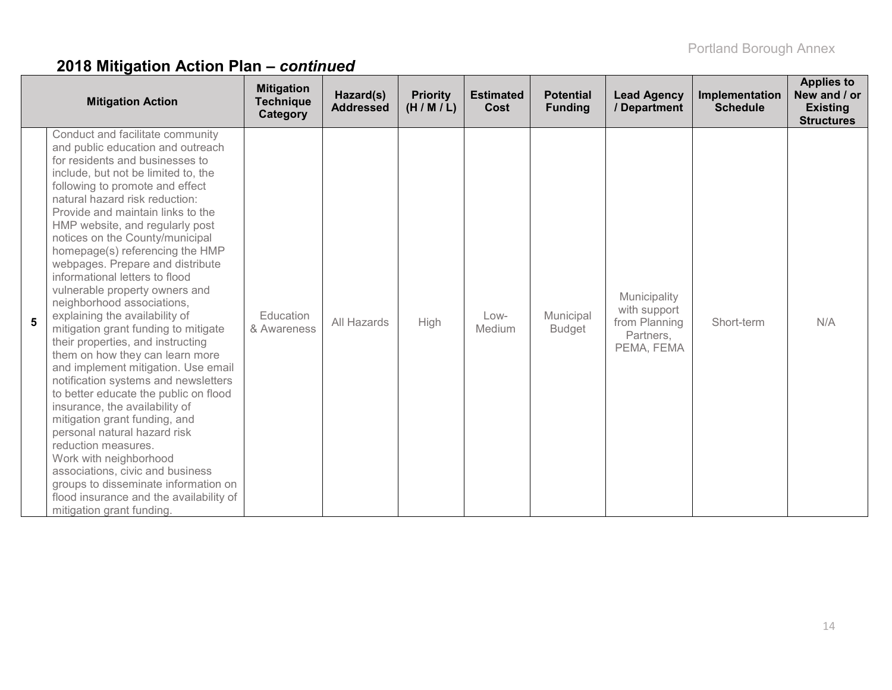## 2018 Mitigation Action Plan – *continued*

| | Mitigation Action | Mitigation Technique Category | Hazard(s) Addressed | Priority (H / M / L) | Estimated Cost | Potential Funding | Lead Agency / Department | Implementation Schedule | Applies to New and / or Existing Structures |
|---|---|---|---|---|---|---|---|---|---|
| 5 | Conduct and facilitate community and public education and outreach for residents and businesses to include, but not be limited to, the following to promote and effect natural hazard risk reduction: Provide and maintain links to the HMP website, and regularly post notices on the County/municipal homepage(s) referencing the HMP webpages. Prepare and distribute informational letters to flood vulnerable property owners and neighborhood associations, explaining the availability of mitigation grant funding to mitigate their properties, and instructing them on how they can learn more and implement mitigation. Use email notification systems and newsletters to better educate the public on flood insurance, the availability of mitigation grant funding, and personal natural hazard risk reduction measures. Work with neighborhood associations, civic and business groups to disseminate information on flood insurance and the availability of mitigation grant funding. | Education & Awareness | All Hazards | High | Low-Medium | Municipal Budget | Municipality with support from Planning Partners, PEMA, FEMA | Short-term | N/A |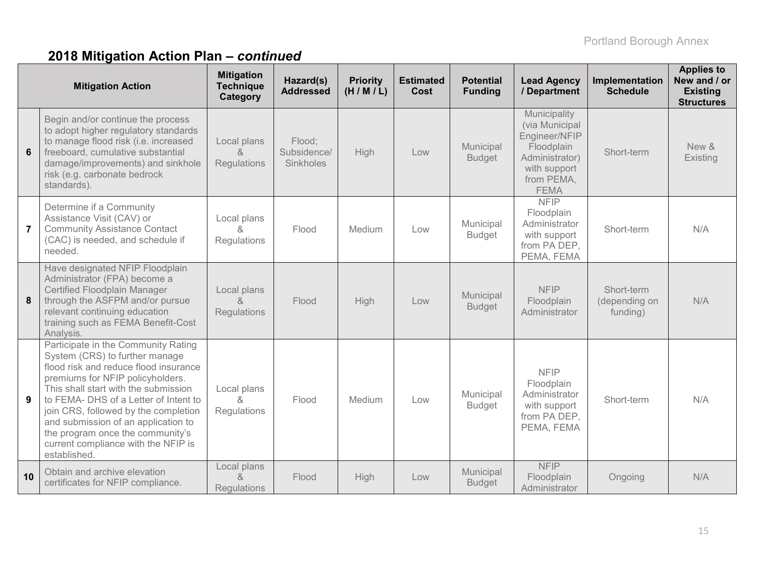## 2018 Mitigation Action Plan – *continued*

| | Mitigation Action | Mitigation Technique Category | Hazard(s) Addressed | Priority (H / M / L) | Estimated Cost | Potential Funding | Lead Agency / Department | Implementation Schedule | Applies to New and / or Existing Structures |
|---|---|---|---|---|---|---|---|---|---|
| 6 | Begin and/or continue the process to adopt higher regulatory standards to manage flood risk (i.e. increased freeboard, cumulative substantial damage/improvements) and sinkhole risk (e.g. carbonate bedrock standards). | Local plans & Regulations | Flood; Subsidence/ Sinkholes | High | Low | Municipal Budget | Municipality (via Municipal Engineer/NFIP Floodplain Administrator) with support from PEMA, FEMA | Short-term | New & Existing |
| 7 | Determine if a Community Assistance Visit (CAV) or Community Assistance Contact (CAC) is needed, and schedule if needed. | Local plans & Regulations | Flood | Medium | Low | Municipal Budget | NFIP Floodplain Administrator with support from PA DEP, PEMA, FEMA | Short-term | N/A |
| 8 | Have designated NFIP Floodplain Administrator (FPA) become a Certified Floodplain Manager through the ASFPM and/or pursue relevant continuing education training such as FEMA Benefit-Cost Analysis. | Local plans & Regulations | Flood | High | Low | Municipal Budget | NFIP Floodplain Administrator | Short-term (depending on funding) | N/A |
| 9 | Participate in the Community Rating System (CRS) to further manage flood risk and reduce flood insurance premiums for NFIP policyholders. This shall start with the submission to FEMA- DHS of a Letter of Intent to join CRS, followed by the completion and submission of an application to the program once the community's current compliance with the NFIP is established. | Local plans & Regulations | Flood | Medium | Low | Municipal Budget | NFIP Floodplain Administrator with support from PA DEP, PEMA, FEMA | Short-term | N/A |
| 10 | Obtain and archive elevation certificates for NFIP compliance. | Local plans & Regulations | Flood | High | Low | Municipal Budget | NFIP Floodplain Administrator | Ongoing | N/A |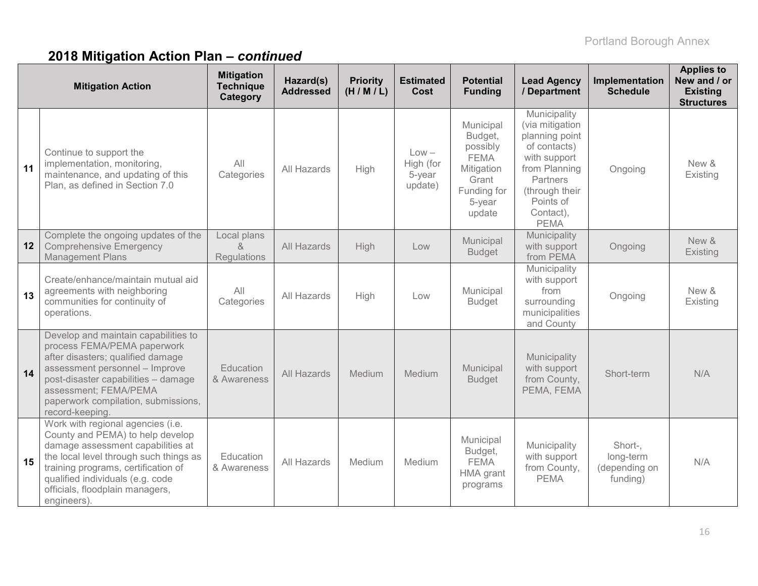## 2018 Mitigation Action Plan – *continued*

| | Mitigation Action | Mitigation Technique Category | Hazard(s) Addressed | Priority (H / M / L) | Estimated Cost | Potential Funding | Lead Agency / Department | Implementation Schedule | Applies to New and / or Existing Structures |
|---|---|---|---|---|---|---|---|---|---|
| 11 | Continue to support the implementation, monitoring, maintenance, and updating of this Plan, as defined in Section 7.0 | All Categories | All Hazards | High | Low – High (for 5-year update) | Municipal Budget, possibly FEMA Mitigation Grant Funding for 5-year update | Municipality (via mitigation planning point of contacts) with support from Planning Partners (through their Points of Contact), PEMA | Ongoing | New & Existing |
| 12 | Complete the ongoing updates of the Comprehensive Emergency Management Plans | Local plans & Regulations | All Hazards | High | Low | Municipal Budget | Municipality with support from PEMA | Ongoing | New & Existing |
| 13 | Create/enhance/maintain mutual aid agreements with neighboring communities for continuity of operations. | All Categories | All Hazards | High | Low | Municipal Budget | Municipality with support from surrounding municipalities and County | Ongoing | New & Existing |
| 14 | Develop and maintain capabilities to process FEMA/PEMA paperwork after disasters; qualified damage assessment personnel – Improve post-disaster capabilities – damage assessment; FEMA/PEMA paperwork compilation, submissions, record-keeping. | Education & Awareness | All Hazards | Medium | Medium | Municipal Budget | Municipality with support from County, PEMA, FEMA | Short-term | N/A |
| 15 | Work with regional agencies (i.e. County and PEMA) to help develop damage assessment capabilities at the local level through such things as training programs, certification of qualified individuals (e.g. code officials, floodplain managers, engineers). | Education & Awareness | All Hazards | Medium | Medium | Municipal Budget, FEMA HMA grant programs | Municipality with support from County, PEMA | Short-, long-term (depending on funding) | N/A |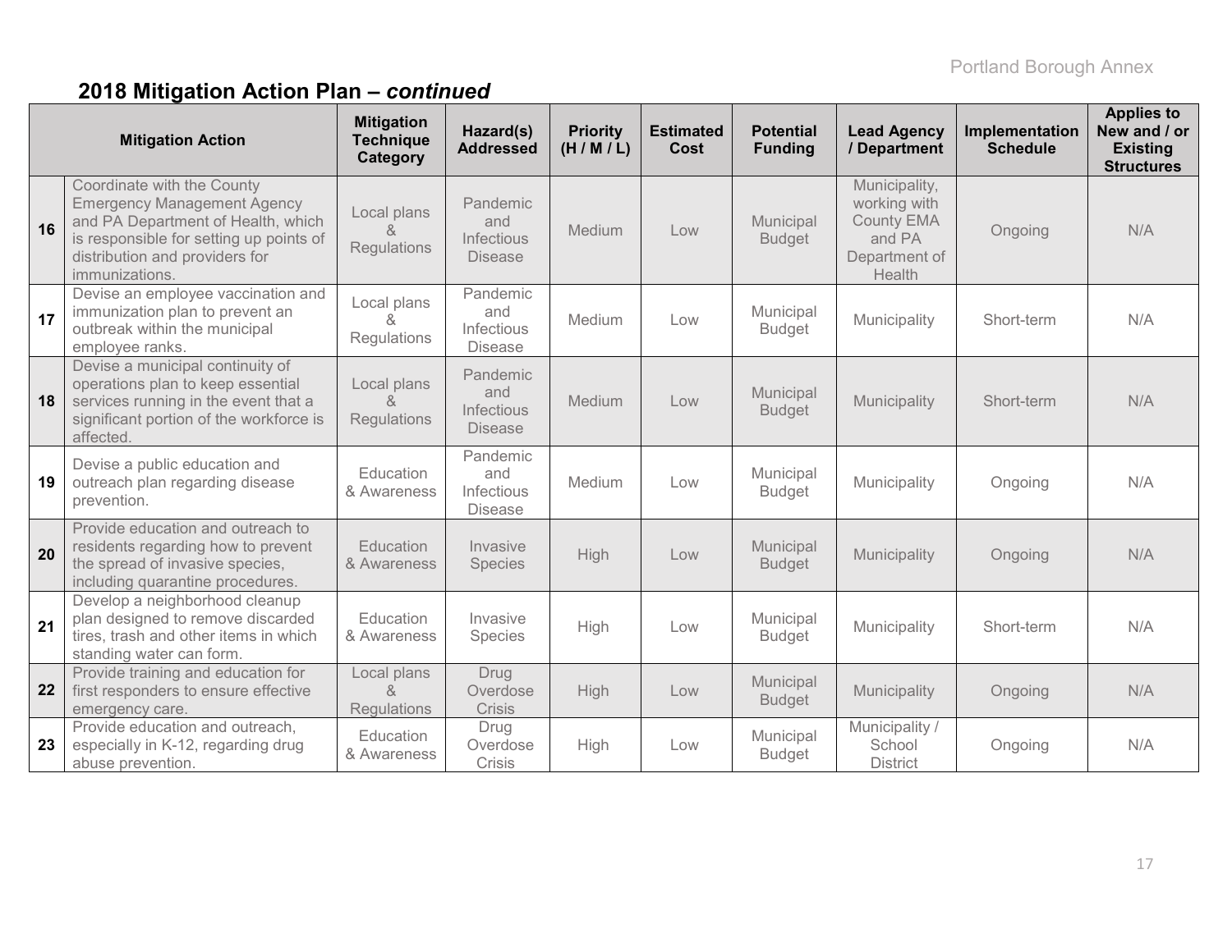## 2018 Mitigation Action Plan – *continued*

| | Mitigation Action | Mitigation Technique Category | Hazard(s) Addressed | Priority (H / M / L) | Estimated Cost | Potential Funding | Lead Agency / Department | Implementation Schedule | Applies to New and / or Existing Structures |
|---|---|---|---|---|---|---|---|---|---|
| 16 | Coordinate with the County Emergency Management Agency and PA Department of Health, which is responsible for setting up points of distribution and providers for immunizations. | Local plans & Regulations | Pandemic and Infectious Disease | Medium | Low | Municipal Budget | Municipality, working with County EMA and PA Department of Health | Ongoing | N/A |
| 17 | Devise an employee vaccination and immunization plan to prevent an outbreak within the municipal employee ranks. | Local plans & Regulations | Pandemic and Infectious Disease | Medium | Low | Municipal Budget | Municipality | Short-term | N/A |
| 18 | Devise a municipal continuity of operations plan to keep essential services running in the event that a significant portion of the workforce is affected. | Local plans & Regulations | Pandemic and Infectious Disease | Medium | Low | Municipal Budget | Municipality | Short-term | N/A |
| 19 | Devise a public education and outreach plan regarding disease prevention. | Education & Awareness | Pandemic and Infectious Disease | Medium | Low | Municipal Budget | Municipality | Ongoing | N/A |
| 20 | Provide education and outreach to residents regarding how to prevent the spread of invasive species, including quarantine procedures. | Education & Awareness | Invasive Species | High | Low | Municipal Budget | Municipality | Ongoing | N/A |
| 21 | Develop a neighborhood cleanup plan designed to remove discarded tires, trash and other items in which standing water can form. | Education & Awareness | Invasive Species | High | Low | Municipal Budget | Municipality | Short-term | N/A |
| 22 | Provide training and education for first responders to ensure effective emergency care. | Local plans & Regulations | Drug Overdose Crisis | High | Low | Municipal Budget | Municipality | Ongoing | N/A |
| 23 | Provide education and outreach, especially in K-12, regarding drug abuse prevention. | Education & Awareness | Drug Overdose Crisis | High | Low | Municipal Budget | Municipality / School District | Ongoing | N/A |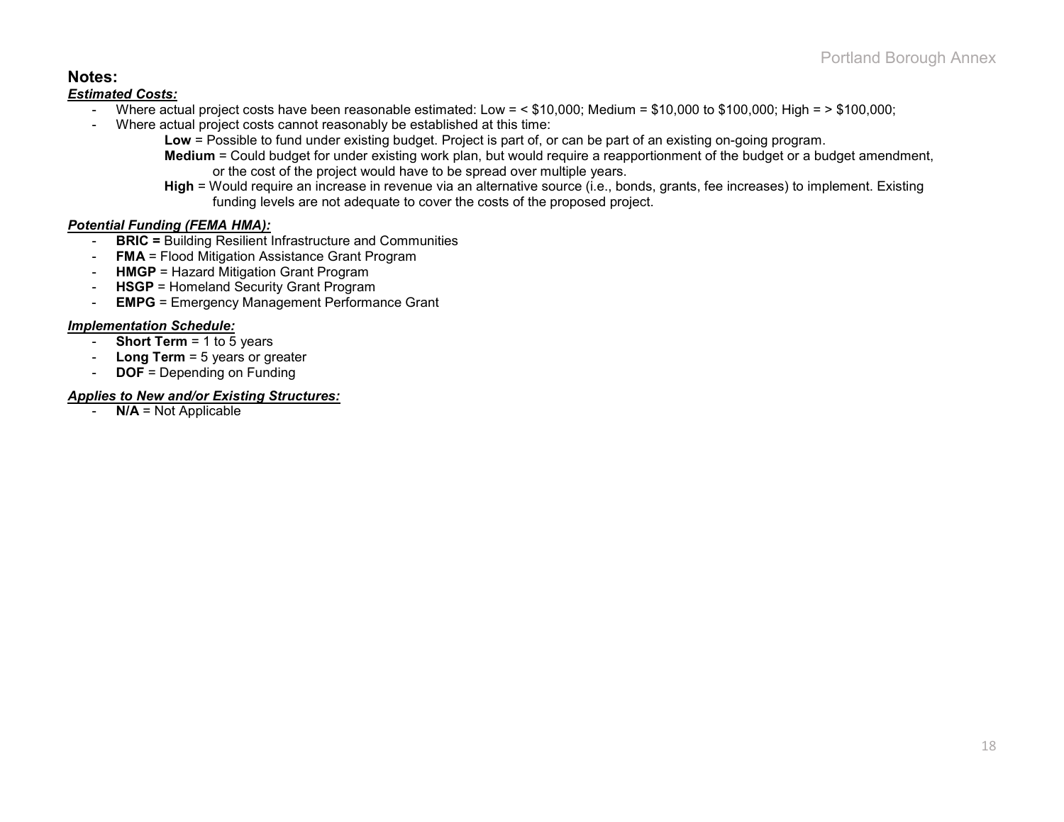## Notes:

***Estimated Costs:***

- Where actual project costs have been reasonable estimated: Low = < $10,000; Medium = $10,000 to $100,000; High = > $100,000;
- Where actual project costs cannot reasonably be established at this time:
  - **Low** = Possible to fund under existing budget. Project is part of, or can be part of an existing on-going program.
  - **Medium** = Could budget for under existing work plan, but would require a reapportionment of the budget or a budget amendment, or the cost of the project would have to be spread over multiple years.
  - **High** = Would require an increase in revenue via an alternative source (i.e., bonds, grants, fee increases) to implement. Existing funding levels are not adequate to cover the costs of the proposed project.

***Potential Funding (FEMA HMA):***

- **BRIC =** Building Resilient Infrastructure and Communities
- **FMA** = Flood Mitigation Assistance Grant Program
- **HMGP** = Hazard Mitigation Grant Program
- **HSGP** = Homeland Security Grant Program
- **EMPG** = Emergency Management Performance Grant

***Implementation Schedule:***

- **Short Term** = 1 to 5 years
- **Long Term** = 5 years or greater
- **DOF** = Depending on Funding

***Applies to New and/or Existing Structures:***

- **N/A** = Not Applicable